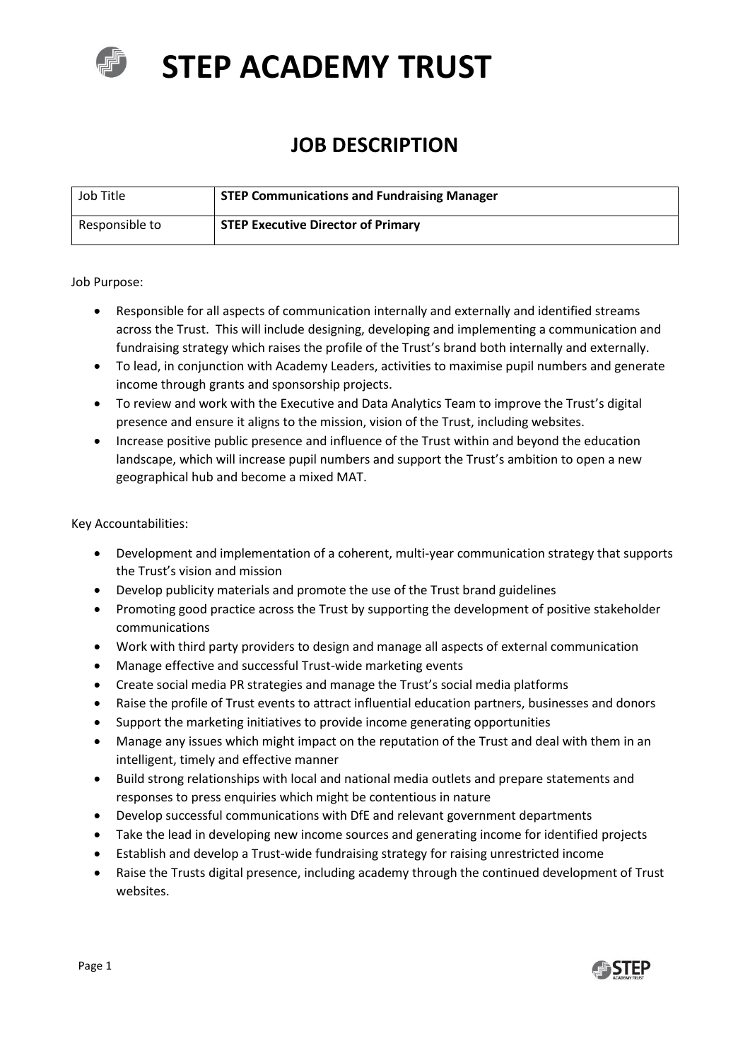# STEP ACADEMY TRUST

## JOB DESCRIPTION

| Job Title | **STEP Communications and Fundraising Manager** |
|---|---|
| Responsible to | **STEP Executive Director of Primary** |

Job Purpose:

- Responsible for all aspects of communication internally and externally and identified streams across the Trust. This will include designing, developing and implementing a communication and fundraising strategy which raises the profile of the Trust's brand both internally and externally.
- To lead, in conjunction with Academy Leaders, activities to maximise pupil numbers and generate income through grants and sponsorship projects.
- To review and work with the Executive and Data Analytics Team to improve the Trust's digital presence and ensure it aligns to the mission, vision of the Trust, including websites.
- Increase positive public presence and influence of the Trust within and beyond the education landscape, which will increase pupil numbers and support the Trust's ambition to open a new geographical hub and become a mixed MAT.

Key Accountabilities:

- Development and implementation of a coherent, multi-year communication strategy that supports the Trust's vision and mission
- Develop publicity materials and promote the use of the Trust brand guidelines
- Promoting good practice across the Trust by supporting the development of positive stakeholder communications
- Work with third party providers to design and manage all aspects of external communication
- Manage effective and successful Trust-wide marketing events
- Create social media PR strategies and manage the Trust's social media platforms
- Raise the profile of Trust events to attract influential education partners, businesses and donors
- Support the marketing initiatives to provide income generating opportunities
- Manage any issues which might impact on the reputation of the Trust and deal with them in an intelligent, timely and effective manner
- Build strong relationships with local and national media outlets and prepare statements and responses to press enquiries which might be contentious in nature
- Develop successful communications with DfE and relevant government departments
- Take the lead in developing new income sources and generating income for identified projects
- Establish and develop a Trust-wide fundraising strategy for raising unrestricted income
- Raise the Trusts digital presence, including academy through the continued development of Trust websites.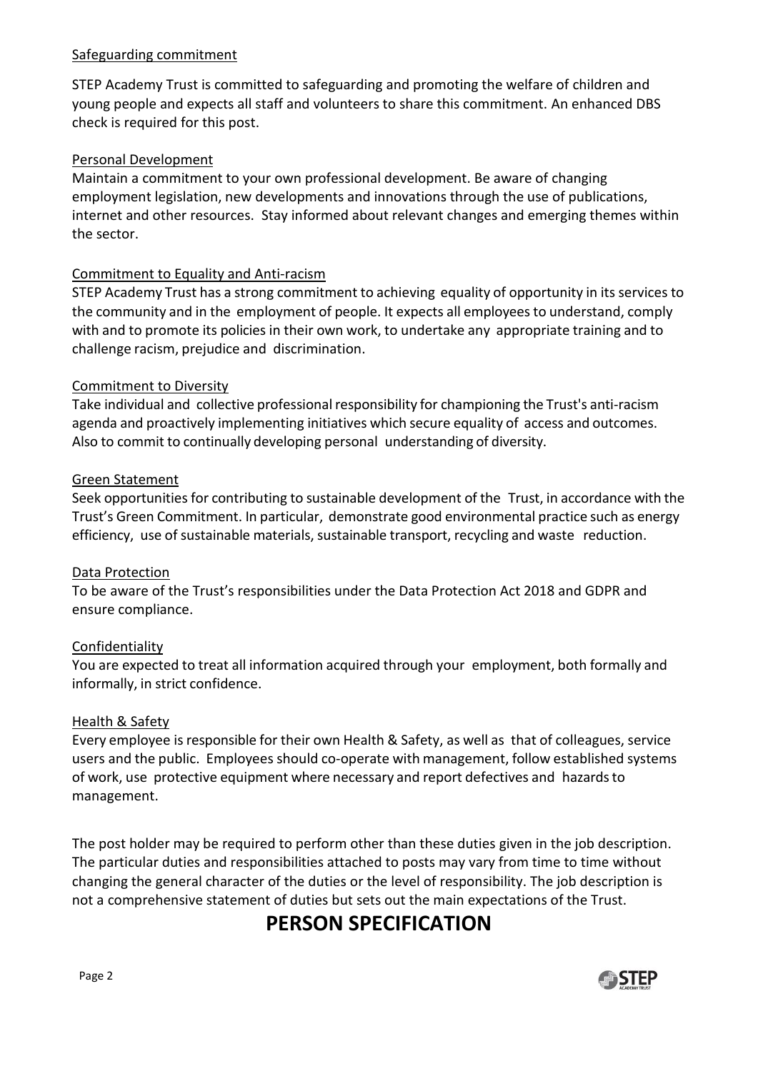Safeguarding commitment

STEP Academy Trust is committed to safeguarding and promoting the welfare of children and young people and expects all staff and volunteers to share this commitment. An enhanced DBS check is required for this post.

Personal Development

Maintain a commitment to your own professional development. Be aware of changing employment legislation, new developments and innovations through the use of publications, internet and other resources. Stay informed about relevant changes and emerging themes within the sector.

Commitment to Equality and Anti-racism

STEP Academy Trust has a strong commitment to achieving equality of opportunity in its services to the community and in the employment of people. It expects all employees to understand, comply with and to promote its policies in their own work, to undertake any appropriate training and to challenge racism, prejudice and discrimination.

Commitment to Diversity

Take individual and collective professional responsibility for championing the Trust's anti-racism agenda and proactively implementing initiatives which secure equality of access and outcomes. Also to commit to continually developing personal understanding of diversity.

Green Statement

Seek opportunities for contributing to sustainable development of the Trust, in accordance with the Trust's Green Commitment. In particular, demonstrate good environmental practice such as energy efficiency, use of sustainable materials, sustainable transport, recycling and waste reduction.

Data Protection

To be aware of the Trust's responsibilities under the Data Protection Act 2018 and GDPR and ensure compliance.

Confidentiality

You are expected to treat all information acquired through your employment, both formally and informally, in strict confidence.

Health & Safety

Every employee is responsible for their own Health & Safety, as well as that of colleagues, service users and the public. Employees should co-operate with management, follow established systems of work, use protective equipment where necessary and report defectives and hazards to management.

The post holder may be required to perform other than these duties given in the job description. The particular duties and responsibilities attached to posts may vary from time to time without changing the general character of the duties or the level of responsibility. The job description is not a comprehensive statement of duties but sets out the main expectations of the Trust.

# PERSON SPECIFICATION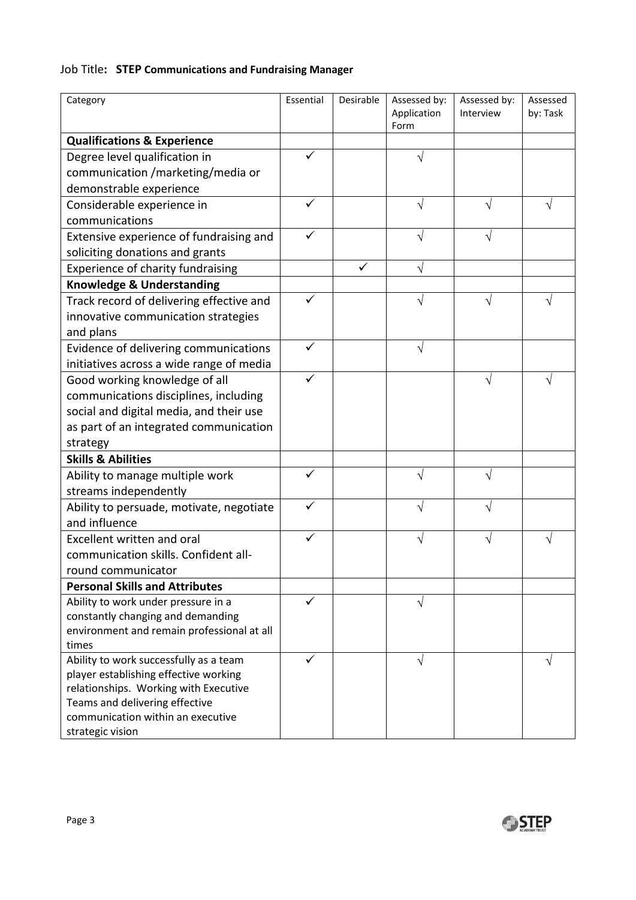Job Title**: STEP Communications and Fundraising Manager**

| Category | Essential | Desirable | Assessed by: Application Form | Assessed by: Interview | Assessed by: Task |
|---|---|---|---|---|---|
| **Qualifications & Experience** | | | | | |
| Degree level qualification in communication /marketing/media or demonstrable experience | ✓ | | √ | | |
| Considerable experience in communications | ✓ | | √ | √ | √ |
| Extensive experience of fundraising and soliciting donations and grants | ✓ | | √ | √ | |
| Experience of charity fundraising | | ✓ | √ | | |
| **Knowledge & Understanding** | | | | | |
| Track record of delivering effective and innovative communication strategies and plans | ✓ | | √ | √ | √ |
| Evidence of delivering communications initiatives across a wide range of media | ✓ | | √ | | |
| Good working knowledge of all communications disciplines, including social and digital media, and their use as part of an integrated communication strategy | ✓ | | | √ | √ |
| **Skills & Abilities** | | | | | |
| Ability to manage multiple work streams independently | ✓ | | √ | √ | |
| Ability to persuade, motivate, negotiate and influence | ✓ | | √ | √ | |
| Excellent written and oral communication skills. Confident all-round communicator | ✓ | | √ | √ | √ |
| **Personal Skills and Attributes** | | | | | |
| Ability to work under pressure in a constantly changing and demanding environment and remain professional at all times | ✓ | | √ | | |
| Ability to work successfully as a team player establishing effective working relationships. Working with Executive Teams and delivering effective communication within an executive strategic vision | ✓ | | √ | | √ |